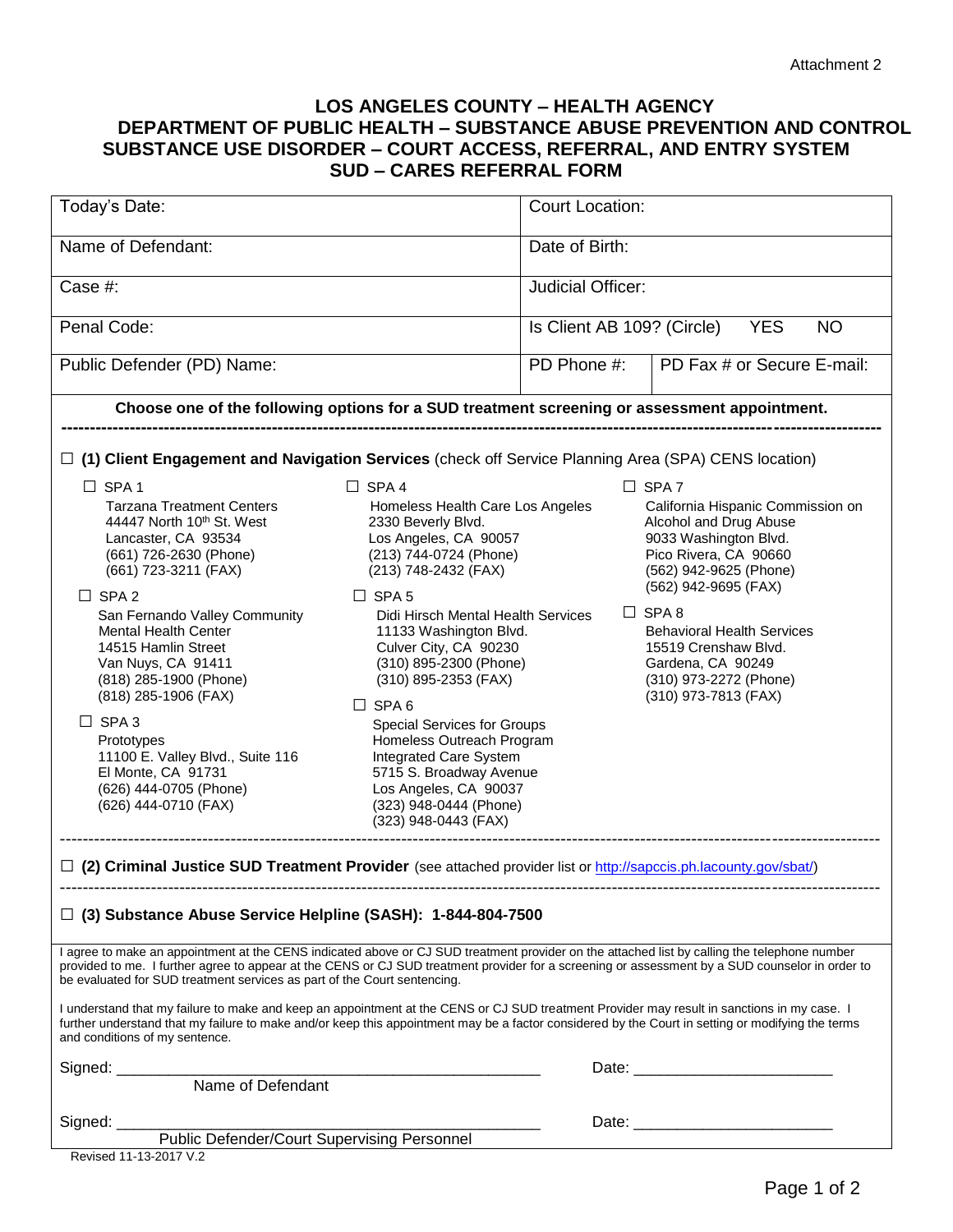Attachment 2

# LOS ANGELES COUNTY – HEALTH AGENCY
## DEPARTMENT OF PUBLIC HEALTH – SUBSTANCE ABUSE PREVENTION AND CONTROL
## SUBSTANCE USE DISORDER – COURT ACCESS, REFERRAL, AND ENTRY SYSTEM
## SUD – CARES REFERRAL FORM

| | | |
|---|---|---|
| Today's Date: | Court Location: | |
| Name of Defendant: | Date of Birth: | |
| Case #: | Judicial Officer: | |
| Penal Code: | Is Client AB 109? (Circle) YES NO | |
| Public Defender (PD) Name: | PD Phone #: | PD Fax # or Secure E-mail: |

**Choose one of the following options for a SUD treatment screening or assessment appointment.**

☐ **(1) Client Engagement and Navigation Services** (check off Service Planning Area (SPA) CENS location)

☐ SPA 1
Tarzana Treatment Centers
44447 North 10th St. West
Lancaster, CA 93534
(661) 726-2630 (Phone)
(661) 723-3211 (FAX)

☐ SPA 2
San Fernando Valley Community Mental Health Center
14515 Hamlin Street
Van Nuys, CA 91411
(818) 285-1900 (Phone)
(818) 285-1906 (FAX)

☐ SPA 3
Prototypes
11100 E. Valley Blvd., Suite 116
El Monte, CA 91731
(626) 444-0705 (Phone)
(626) 444-0710 (FAX)

☐ SPA 4
Homeless Health Care Los Angeles
2330 Beverly Blvd.
Los Angeles, CA 90057
(213) 744-0724 (Phone)
(213) 748-2432 (FAX)

☐ SPA 5
Didi Hirsch Mental Health Services
11133 Washington Blvd.
Culver City, CA 90230
(310) 895-2300 (Phone)
(310) 895-2353 (FAX)

☐ SPA 6
Special Services for Groups
Homeless Outreach Program
Integrated Care System
5715 S. Broadway Avenue
Los Angeles, CA 90037
(323) 948-0444 (Phone)
(323) 948-0443 (FAX)

☐ SPA 7
California Hispanic Commission on Alcohol and Drug Abuse
9033 Washington Blvd.
Pico Rivera, CA 90660
(562) 942-9625 (Phone)
(562) 942-9695 (FAX)

☐ SPA 8
Behavioral Health Services
15519 Crenshaw Blvd.
Gardena, CA 90249
(310) 973-2272 (Phone)
(310) 973-7813 (FAX)

☐ **(2) Criminal Justice SUD Treatment Provider** (see attached provider list or http://sapccis.ph.lacounty.gov/sbat/)

☐ **(3) Substance Abuse Service Helpline (SASH): 1-844-804-7500**

I agree to make an appointment at the CENS indicated above or CJ SUD treatment provider on the attached list by calling the telephone number provided to me. I further agree to appear at the CENS or CJ SUD treatment provider for a screening or assessment by a SUD counselor in order to be evaluated for SUD treatment services as part of the Court sentencing.

I understand that my failure to make and keep an appointment at the CENS or CJ SUD treatment Provider may result in sanctions in my case. I further understand that my failure to make and/or keep this appointment may be a factor considered by the Court in setting or modifying the terms and conditions of my sentence.

Signed: ______________________________ Date: ______________________
Name of Defendant

Signed: ______________________________ Date: ______________________
Public Defender/Court Supervising Personnel

Revised 11-13-2017 V.2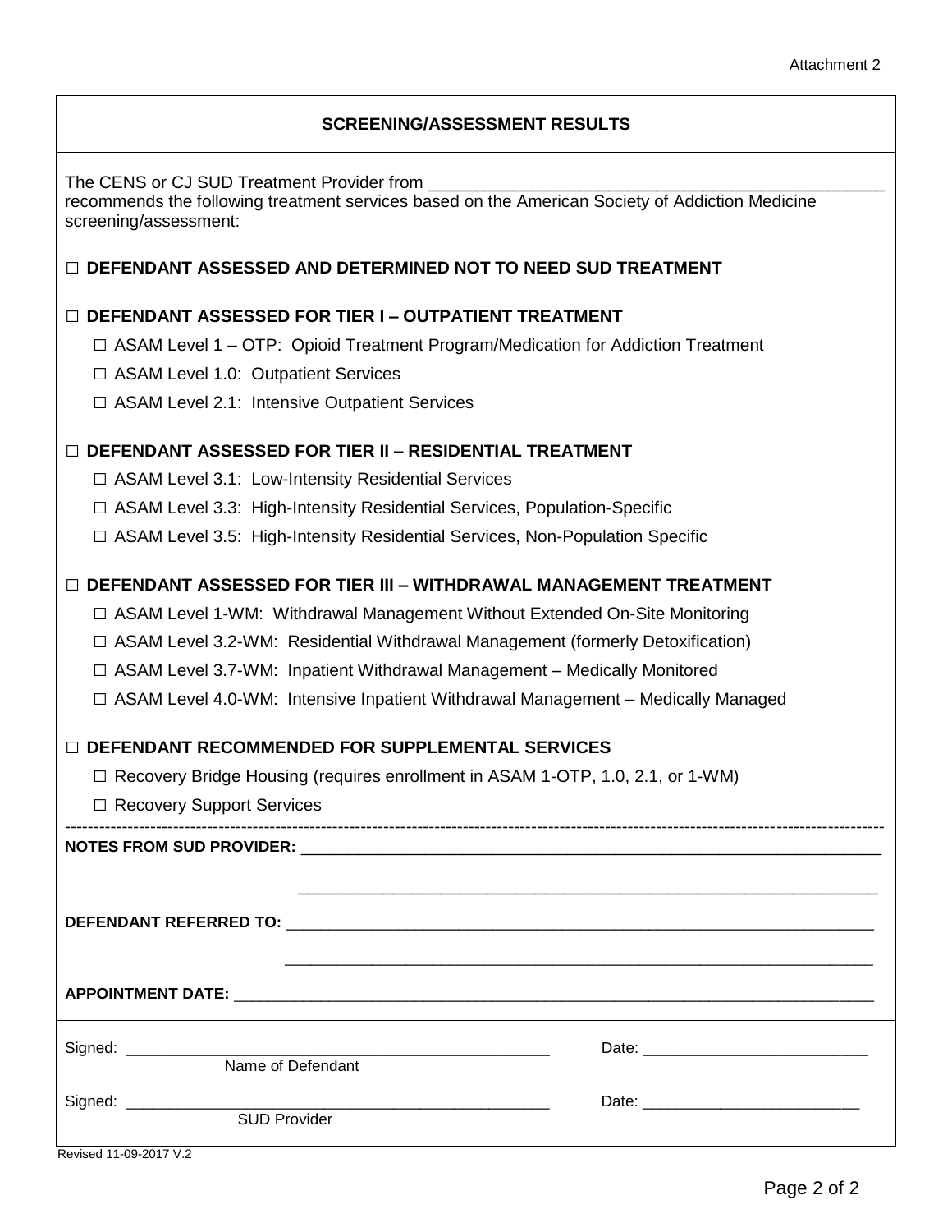Attachment 2

## SCREENING/ASSESSMENT RESULTS

The CENS or CJ SUD Treatment Provider from ________________________________________________
recommends the following treatment services based on the American Society of Addiction Medicine screening/assessment:

☐ **DEFENDANT ASSESSED AND DETERMINED NOT TO NEED SUD TREATMENT**

☐ **DEFENDANT ASSESSED FOR TIER I – OUTPATIENT TREATMENT**

- ☐ ASAM Level 1 – OTP: Opioid Treatment Program/Medication for Addiction Treatment
- ☐ ASAM Level 1.0: Outpatient Services
- ☐ ASAM Level 2.1: Intensive Outpatient Services

☐ **DEFENDANT ASSESSED FOR TIER II – RESIDENTIAL TREATMENT**

- ☐ ASAM Level 3.1: Low-Intensity Residential Services
- ☐ ASAM Level 3.3: High-Intensity Residential Services, Population-Specific
- ☐ ASAM Level 3.5: High-Intensity Residential Services, Non-Population Specific

☐ **DEFENDANT ASSESSED FOR TIER III – WITHDRAWAL MANAGEMENT TREATMENT**

- ☐ ASAM Level 1-WM: Withdrawal Management Without Extended On-Site Monitoring
- ☐ ASAM Level 3.2-WM: Residential Withdrawal Management (formerly Detoxification)
- ☐ ASAM Level 3.7-WM: Inpatient Withdrawal Management – Medically Monitored
- ☐ ASAM Level 4.0-WM: Intensive Inpatient Withdrawal Management – Medically Managed

☐ **DEFENDANT RECOMMENDED FOR SUPPLEMENTAL SERVICES**

- ☐ Recovery Bridge Housing (requires enrollment in ASAM 1-OTP, 1.0, 2.1, or 1-WM)
- ☐ Recovery Support Services

---

**NOTES FROM SUD PROVIDER:** ________________________________________________

________________________________________________

**DEFENDANT REFERRED TO:** ________________________________________________

________________________________________________

**APPOINTMENT DATE:** ________________________________________________

Signed: ________________________________ Date: ____________________
Name of Defendant

Signed: ________________________________ Date: ____________________
SUD Provider

Revised 11-09-2017 V.2